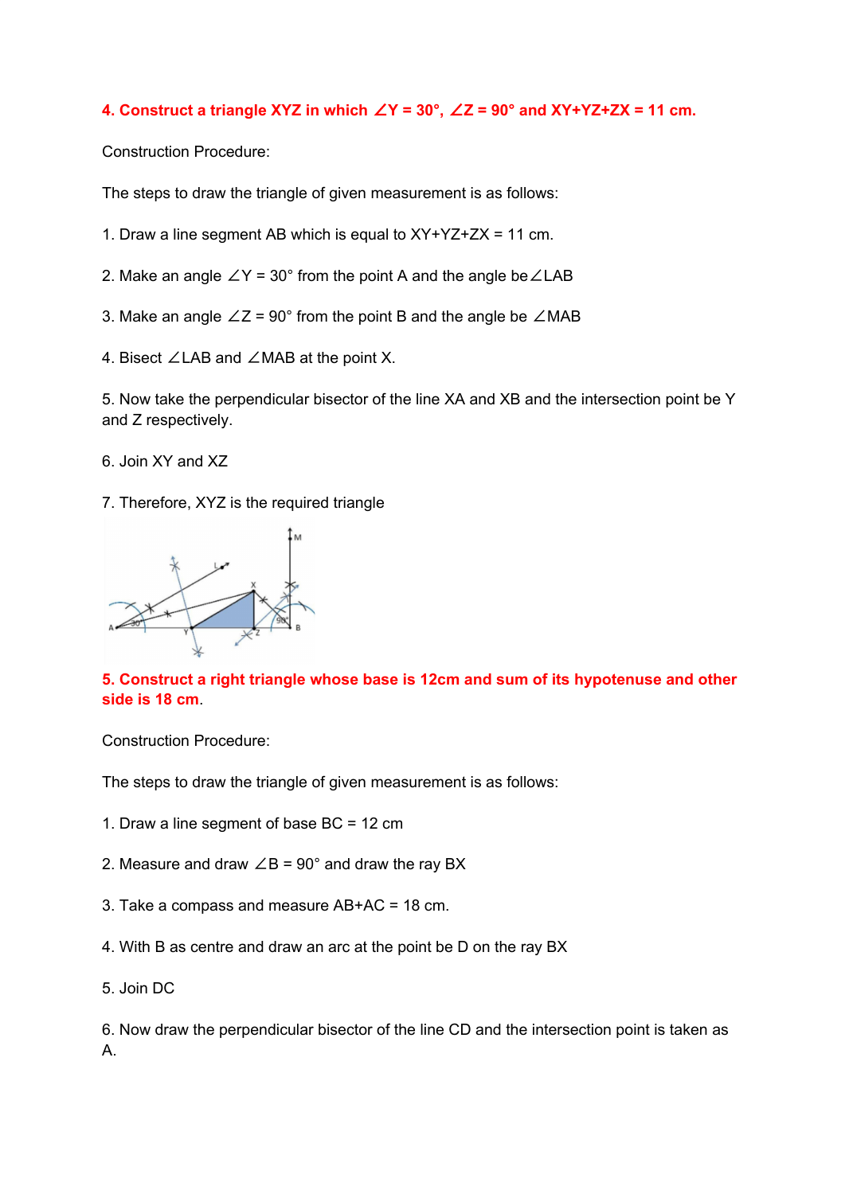**4. Construct a triangle XYZ in which ∠Y = 30°, ∠Z = 90° and XY+YZ+ZX = 11 cm.**

Construction Procedure:

The steps to draw the triangle of given measurement is as follows:

1. Draw a line segment AB which is equal to XY+YZ+ZX = 11 cm.

2. Make an angle ∠Y = 30° from the point A and the angle be∠LAB

3. Make an angle ∠Z = 90° from the point B and the angle be ∠MAB

4. Bisect ∠LAB and ∠MAB at the point X.

5. Now take the perpendicular bisector of the line XA and XB and the intersection point be Y and Z respectively.

6. Join XY and XZ

7. Therefore, XYZ is the required triangle

**5. Construct a right triangle whose base is 12cm and sum of its hypotenuse and other side is 18 cm.**

Construction Procedure:

The steps to draw the triangle of given measurement is as follows:

1. Draw a line segment of base BC = 12 cm

2. Measure and draw ∠B = 90° and draw the ray BX

3. Take a compass and measure AB+AC = 18 cm.

4. With B as centre and draw an arc at the point be D on the ray BX

5. Join DC

6. Now draw the perpendicular bisector of the line CD and the intersection point is taken as A.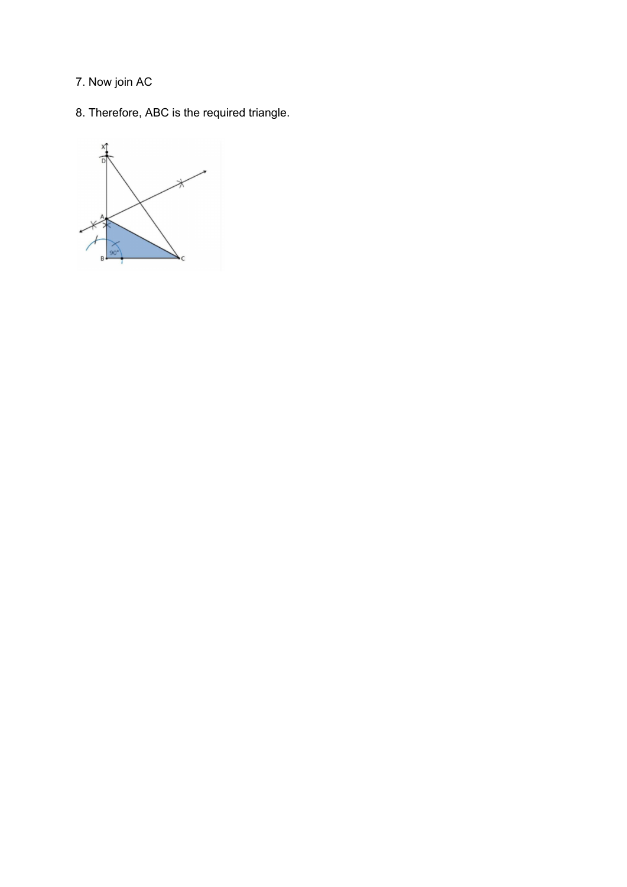7. Now join AC

8. Therefore, ABC is the required triangle.